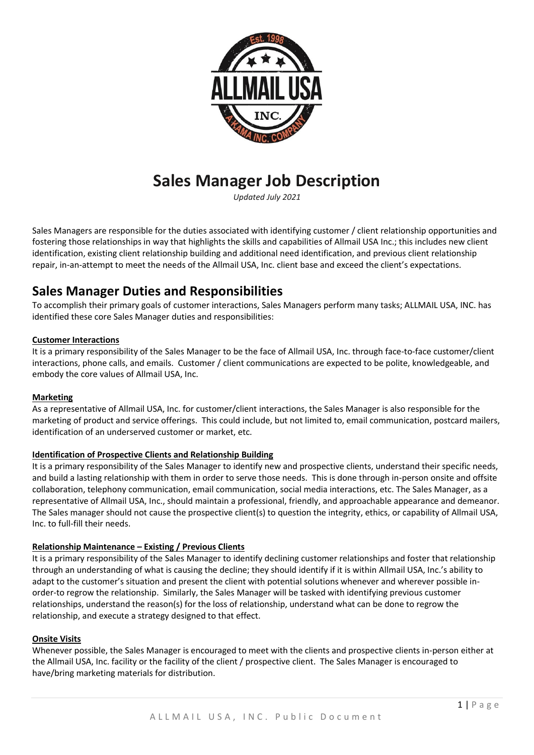# Sales Manager Job Description

*Updated July 2021*

Sales Managers are responsible for the duties associated with identifying customer / client relationship opportunities and fostering those relationships in way that highlights the skills and capabilities of Allmail USA Inc.; this includes new client identification, existing client relationship building and additional need identification, and previous client relationship repair, in-an-attempt to meet the needs of the Allmail USA, Inc. client base and exceed the client's expectations.

## Sales Manager Duties and Responsibilities

To accomplish their primary goals of customer interactions, Sales Managers perform many tasks; ALLMAIL USA, INC. has identified these core Sales Manager duties and responsibilities:

**Customer Interactions**

It is a primary responsibility of the Sales Manager to be the face of Allmail USA, Inc. through face-to-face customer/client interactions, phone calls, and emails. Customer / client communications are expected to be polite, knowledgeable, and embody the core values of Allmail USA, Inc.

**Marketing**

As a representative of Allmail USA, Inc. for customer/client interactions, the Sales Manager is also responsible for the marketing of product and service offerings. This could include, but not limited to, email communication, postcard mailers, identification of an underserved customer or market, etc.

**Identification of Prospective Clients and Relationship Building**

It is a primary responsibility of the Sales Manager to identify new and prospective clients, understand their specific needs, and build a lasting relationship with them in order to serve those needs. This is done through in-person onsite and offsite collaboration, telephony communication, email communication, social media interactions, etc. The Sales Manager, as a representative of Allmail USA, Inc., should maintain a professional, friendly, and approachable appearance and demeanor. The Sales manager should not cause the prospective client(s) to question the integrity, ethics, or capability of Allmail USA, Inc. to full-fill their needs.

**Relationship Maintenance – Existing / Previous Clients**

It is a primary responsibility of the Sales Manager to identify declining customer relationships and foster that relationship through an understanding of what is causing the decline; they should identify if it is within Allmail USA, Inc.'s ability to adapt to the customer's situation and present the client with potential solutions whenever and wherever possible in-order-to regrow the relationship. Similarly, the Sales Manager will be tasked with identifying previous customer relationships, understand the reason(s) for the loss of relationship, understand what can be done to regrow the relationship, and execute a strategy designed to that effect.

**Onsite Visits**

Whenever possible, the Sales Manager is encouraged to meet with the clients and prospective clients in-person either at the Allmail USA, Inc. facility or the facility of the client / prospective client. The Sales Manager is encouraged to have/bring marketing materials for distribution.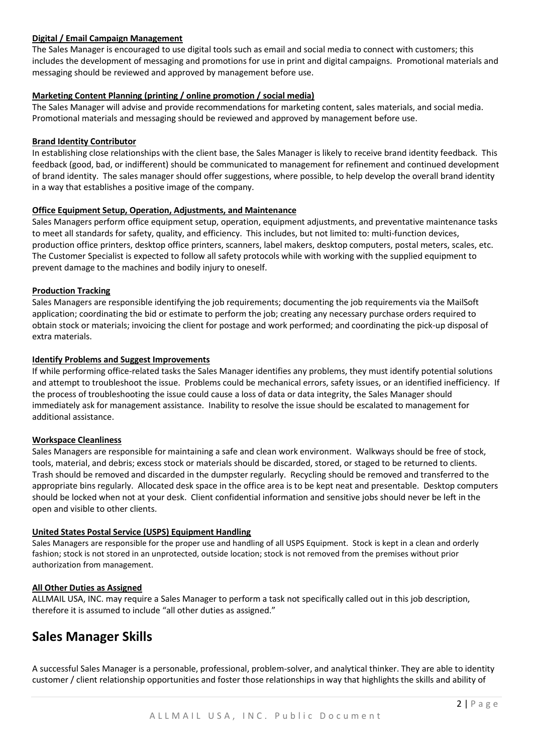**Digital / Email Campaign Management**

The Sales Manager is encouraged to use digital tools such as email and social media to connect with customers; this includes the development of messaging and promotions for use in print and digital campaigns. Promotional materials and messaging should be reviewed and approved by management before use.

**Marketing Content Planning (printing / online promotion / social media)**

The Sales Manager will advise and provide recommendations for marketing content, sales materials, and social media. Promotional materials and messaging should be reviewed and approved by management before use.

**Brand Identity Contributor**

In establishing close relationships with the client base, the Sales Manager is likely to receive brand identity feedback. This feedback (good, bad, or indifferent) should be communicated to management for refinement and continued development of brand identity. The sales manager should offer suggestions, where possible, to help develop the overall brand identity in a way that establishes a positive image of the company.

**Office Equipment Setup, Operation, Adjustments, and Maintenance**

Sales Managers perform office equipment setup, operation, equipment adjustments, and preventative maintenance tasks to meet all standards for safety, quality, and efficiency. This includes, but not limited to: multi-function devices, production office printers, desktop office printers, scanners, label makers, desktop computers, postal meters, scales, etc. The Customer Specialist is expected to follow all safety protocols while with working with the supplied equipment to prevent damage to the machines and bodily injury to oneself.

**Production Tracking**

Sales Managers are responsible identifying the job requirements; documenting the job requirements via the MailSoft application; coordinating the bid or estimate to perform the job; creating any necessary purchase orders required to obtain stock or materials; invoicing the client for postage and work performed; and coordinating the pick-up disposal of extra materials.

**Identify Problems and Suggest Improvements**

If while performing office-related tasks the Sales Manager identifies any problems, they must identify potential solutions and attempt to troubleshoot the issue. Problems could be mechanical errors, safety issues, or an identified inefficiency. If the process of troubleshooting the issue could cause a loss of data or data integrity, the Sales Manager should immediately ask for management assistance. Inability to resolve the issue should be escalated to management for additional assistance.

**Workspace Cleanliness**

Sales Managers are responsible for maintaining a safe and clean work environment. Walkways should be free of stock, tools, material, and debris; excess stock or materials should be discarded, stored, or staged to be returned to clients. Trash should be removed and discarded in the dumpster regularly. Recycling should be removed and transferred to the appropriate bins regularly. Allocated desk space in the office area is to be kept neat and presentable. Desktop computers should be locked when not at your desk. Client confidential information and sensitive jobs should never be left in the open and visible to other clients.

**United States Postal Service (USPS) Equipment Handling**

Sales Managers are responsible for the proper use and handling of all USPS Equipment. Stock is kept in a clean and orderly fashion; stock is not stored in an unprotected, outside location; stock is not removed from the premises without prior authorization from management.

**All Other Duties as Assigned**

ALLMAIL USA, INC. may require a Sales Manager to perform a task not specifically called out in this job description, therefore it is assumed to include "all other duties as assigned."

# Sales Manager Skills

A successful Sales Manager is a personable, professional, problem-solver, and analytical thinker. They are able to identity customer / client relationship opportunities and foster those relationships in way that highlights the skills and ability of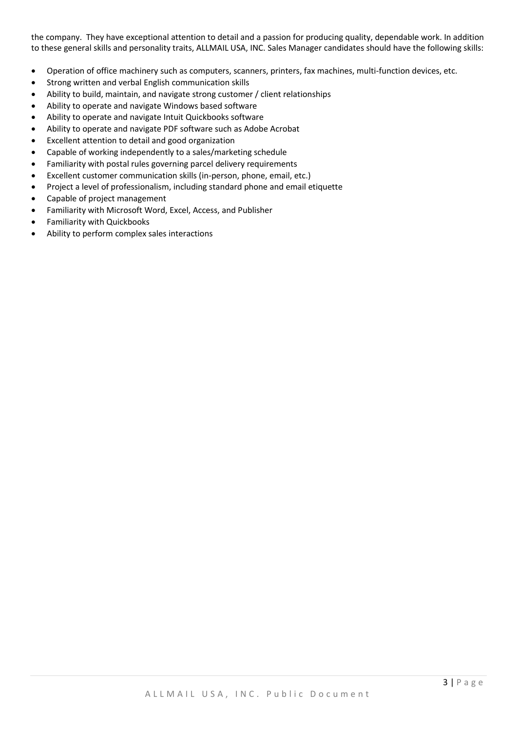the company. They have exceptional attention to detail and a passion for producing quality, dependable work. In addition to these general skills and personality traits, ALLMAIL USA, INC. Sales Manager candidates should have the following skills:

- Operation of office machinery such as computers, scanners, printers, fax machines, multi-function devices, etc.
- Strong written and verbal English communication skills
- Ability to build, maintain, and navigate strong customer / client relationships
- Ability to operate and navigate Windows based software
- Ability to operate and navigate Intuit Quickbooks software
- Ability to operate and navigate PDF software such as Adobe Acrobat
- Excellent attention to detail and good organization
- Capable of working independently to a sales/marketing schedule
- Familiarity with postal rules governing parcel delivery requirements
- Excellent customer communication skills (in-person, phone, email, etc.)
- Project a level of professionalism, including standard phone and email etiquette
- Capable of project management
- Familiarity with Microsoft Word, Excel, Access, and Publisher
- Familiarity with Quickbooks
- Ability to perform complex sales interactions